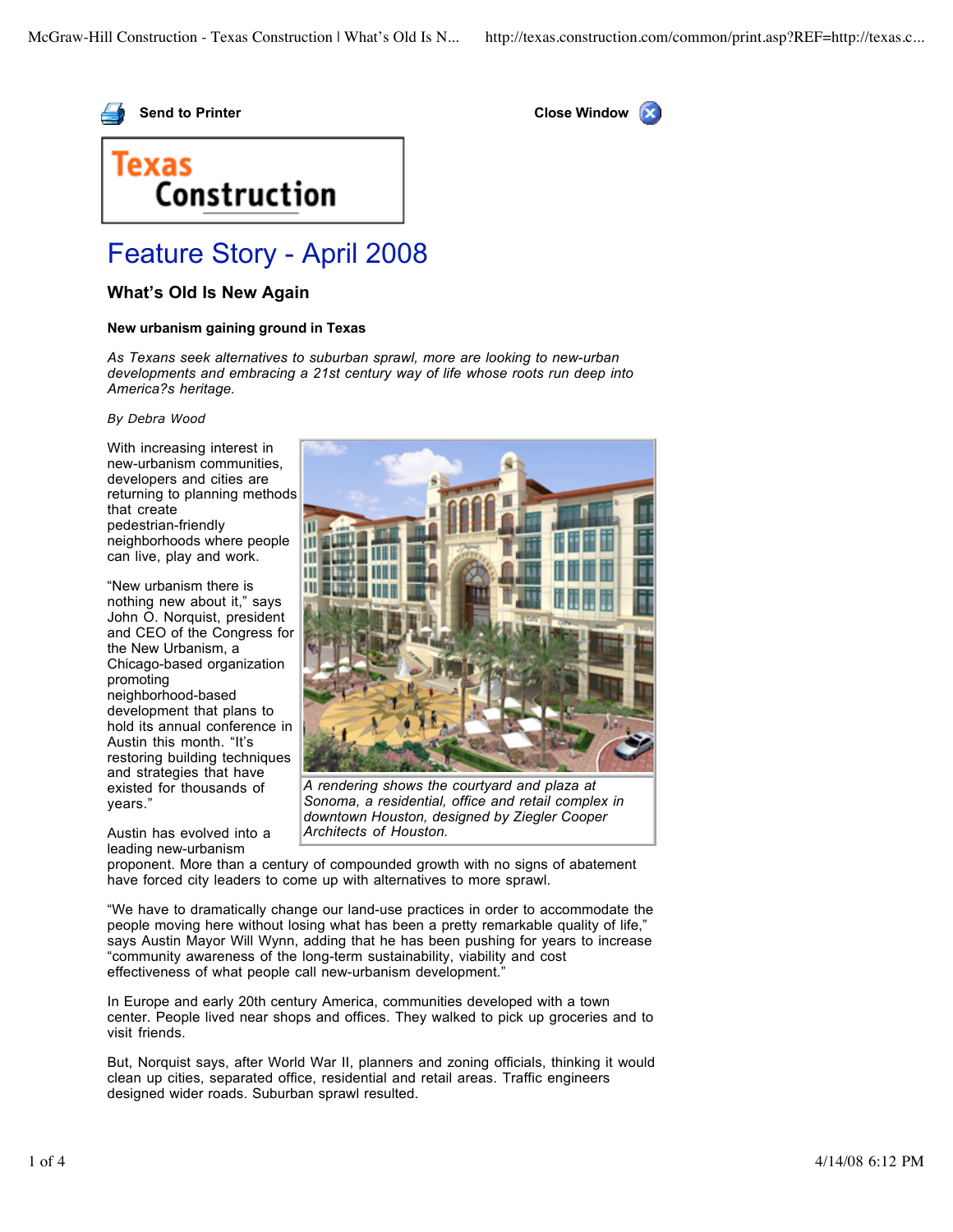# Texas Construction

## Feature Story - April 2008

### What's Old Is New Again

**New urbanism gaining ground in Texas**

*As Texans seek alternatives to suburban sprawl, more are looking to new-urban developments and embracing a 21st century way of life whose roots run deep into America?s heritage.*

*By Debra Wood*

With increasing interest in new-urbanism communities, developers and cities are returning to planning methods that create pedestrian-friendly neighborhoods where people can live, play and work.

*A rendering shows the courtyard and plaza at Sonoma, a residential, office and retail complex in downtown Houston, designed by Ziegler Cooper Architects of Houston.*

"New urbanism there is nothing new about it," says John O. Norquist, president and CEO of the Congress for the New Urbanism, a Chicago-based organization promoting neighborhood-based development that plans to hold its annual conference in Austin this month. "It's restoring building techniques and strategies that have existed for thousands of years."

Austin has evolved into a leading new-urbanism proponent. More than a century of compounded growth with no signs of abatement have forced city leaders to come up with alternatives to more sprawl.

"We have to dramatically change our land-use practices in order to accommodate the people moving here without losing what has been a pretty remarkable quality of life," says Austin Mayor Will Wynn, adding that he has been pushing for years to increase "community awareness of the long-term sustainability, viability and cost effectiveness of what people call new-urbanism development."

In Europe and early 20th century America, communities developed with a town center. People lived near shops and offices. They walked to pick up groceries and to visit friends.

But, Norquist says, after World War II, planners and zoning officials, thinking it would clean up cities, separated office, residential and retail areas. Traffic engineers designed wider roads. Suburban sprawl resulted.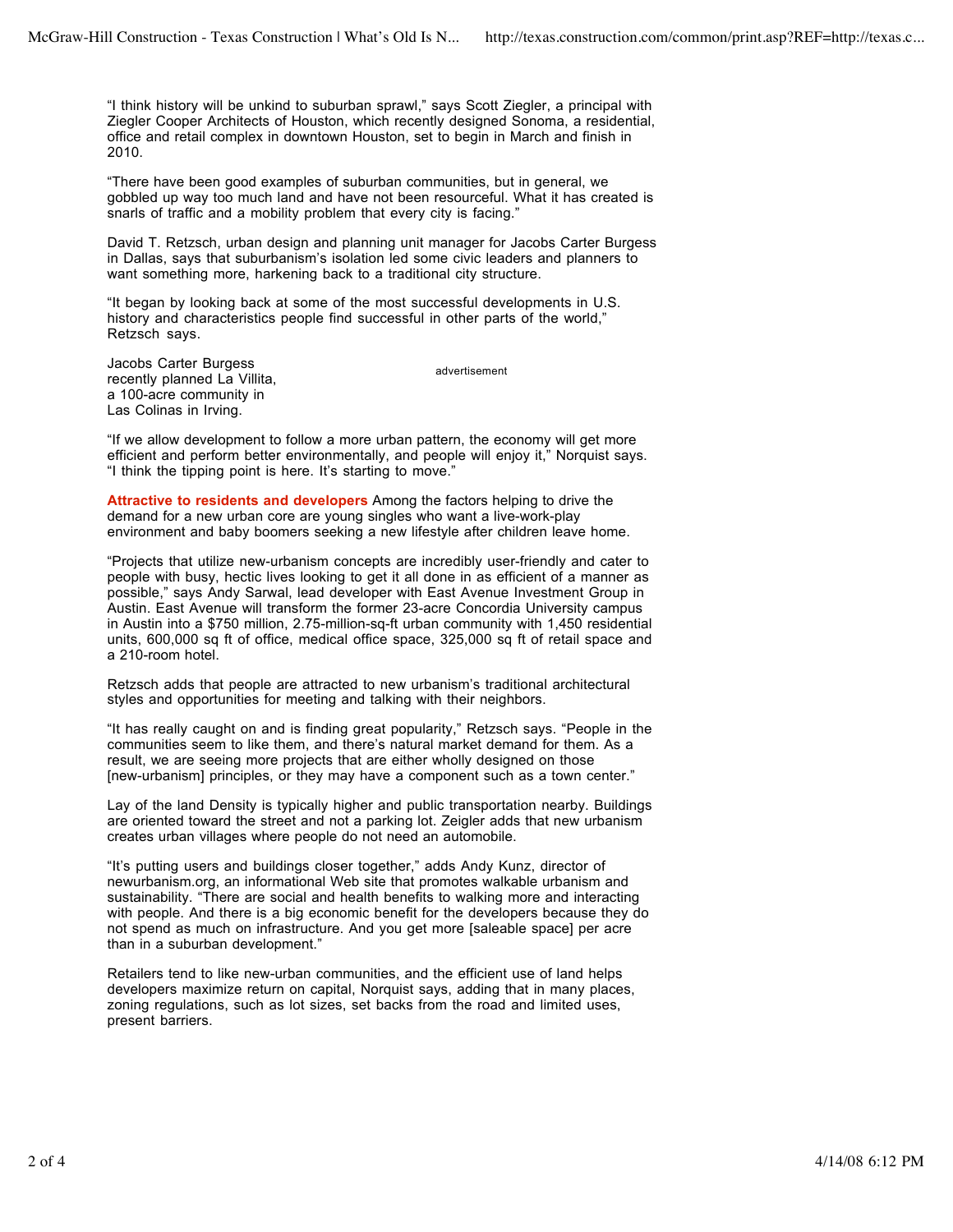"I think history will be unkind to suburban sprawl," says Scott Ziegler, a principal with Ziegler Cooper Architects of Houston, which recently designed Sonoma, a residential, office and retail complex in downtown Houston, set to begin in March and finish in 2010.

"There have been good examples of suburban communities, but in general, we gobbled up way too much land and have not been resourceful. What it has created is snarls of traffic and a mobility problem that every city is facing."

David T. Retzsch, urban design and planning unit manager for Jacobs Carter Burgess in Dallas, says that suburbanism's isolation led some civic leaders and planners to want something more, harkening back to a traditional city structure.

"It began by looking back at some of the most successful developments in U.S. history and characteristics people find successful in other parts of the world," Retzsch says.

Jacobs Carter Burgess recently planned La Villita, a 100-acre community in Las Colinas in Irving.

"If we allow development to follow a more urban pattern, the economy will get more efficient and perform better environmentally, and people will enjoy it," Norquist says. "I think the tipping point is here. It's starting to move."

**Attractive to residents and developers** Among the factors helping to drive the demand for a new urban core are young singles who want a live-work-play environment and baby boomers seeking a new lifestyle after children leave home.

"Projects that utilize new-urbanism concepts are incredibly user-friendly and cater to people with busy, hectic lives looking to get it all done in as efficient of a manner as possible," says Andy Sarwal, lead developer with East Avenue Investment Group in Austin. East Avenue will transform the former 23-acre Concordia University campus in Austin into a $750 million, 2.75-million-sq-ft urban community with 1,450 residential units, 600,000 sq ft of office, medical office space, 325,000 sq ft of retail space and a 210-room hotel.

Retzsch adds that people are attracted to new urbanism's traditional architectural styles and opportunities for meeting and talking with their neighbors.

"It has really caught on and is finding great popularity," Retzsch says. "People in the communities seem to like them, and there's natural market demand for them. As a result, we are seeing more projects that are either wholly designed on those [new-urbanism] principles, or they may have a component such as a town center."

Lay of the land Density is typically higher and public transportation nearby. Buildings are oriented toward the street and not a parking lot. Zeigler adds that new urbanism creates urban villages where people do not need an automobile.

"It's putting users and buildings closer together," adds Andy Kunz, director of newurbanism.org, an informational Web site that promotes walkable urbanism and sustainability. "There are social and health benefits to walking more and interacting with people. And there is a big economic benefit for the developers because they do not spend as much on infrastructure. And you get more [saleable space] per acre than in a suburban development."

Retailers tend to like new-urban communities, and the efficient use of land helps developers maximize return on capital, Norquist says, adding that in many places, zoning regulations, such as lot sizes, set backs from the road and limited uses, present barriers.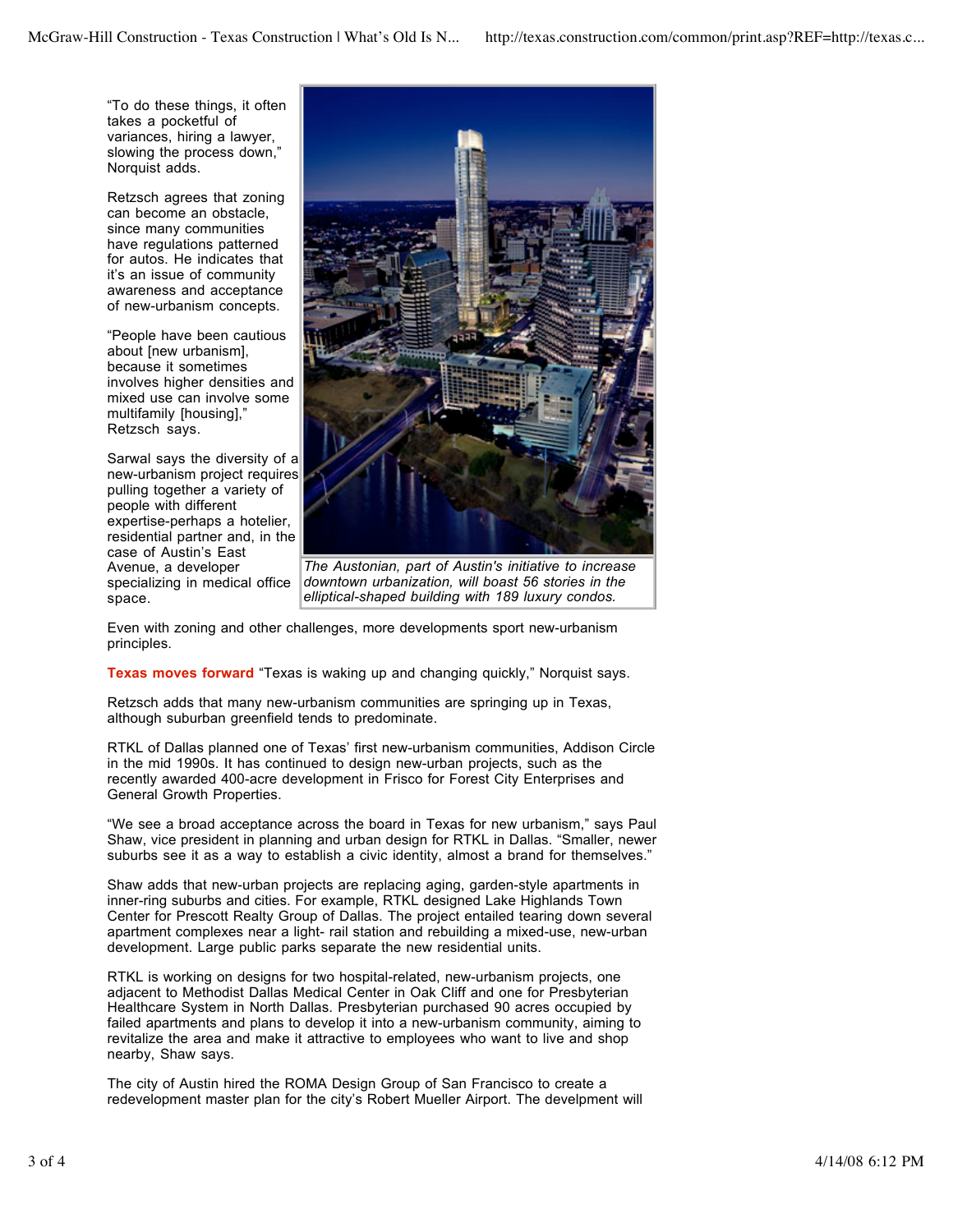"To do these things, it often takes a pocketful of variances, hiring a lawyer, slowing the process down," Norquist adds.

Retzsch agrees that zoning can become an obstacle, since many communities have regulations patterned for autos. He indicates that it's an issue of community awareness and acceptance of new-urbanism concepts.

"People have been cautious about [new urbanism], because it sometimes involves higher densities and mixed use can involve some multifamily [housing]," Retzsch says.

Sarwal says the diversity of a new-urbanism project requires pulling together a variety of people with different expertise-perhaps a hotelier, residential partner and, in the case of Austin's East Avenue, a developer specializing in medical office space.

*The Austonian, part of Austin's initiative to increase downtown urbanization, will boast 56 stories in the elliptical-shaped building with 189 luxury condos.*

Even with zoning and other challenges, more developments sport new-urbanism principles.

**Texas moves forward** "Texas is waking up and changing quickly," Norquist says.

Retzsch adds that many new-urbanism communities are springing up in Texas, although suburban greenfield tends to predominate.

RTKL of Dallas planned one of Texas' first new-urbanism communities, Addison Circle in the mid 1990s. It has continued to design new-urban projects, such as the recently awarded 400-acre development in Frisco for Forest City Enterprises and General Growth Properties.

"We see a broad acceptance across the board in Texas for new urbanism," says Paul Shaw, vice president in planning and urban design for RTKL in Dallas. "Smaller, newer suburbs see it as a way to establish a civic identity, almost a brand for themselves."

Shaw adds that new-urban projects are replacing aging, garden-style apartments in inner-ring suburbs and cities. For example, RTKL designed Lake Highlands Town Center for Prescott Realty Group of Dallas. The project entailed tearing down several apartment complexes near a light- rail station and rebuilding a mixed-use, new-urban development. Large public parks separate the new residential units.

RTKL is working on designs for two hospital-related, new-urbanism projects, one adjacent to Methodist Dallas Medical Center in Oak Cliff and one for Presbyterian Healthcare System in North Dallas. Presbyterian purchased 90 acres occupied by failed apartments and plans to develop it into a new-urbanism community, aiming to revitalize the area and make it attractive to employees who want to live and shop nearby, Shaw says.

The city of Austin hired the ROMA Design Group of San Francisco to create a redevelopment master plan for the city's Robert Mueller Airport. The develpment will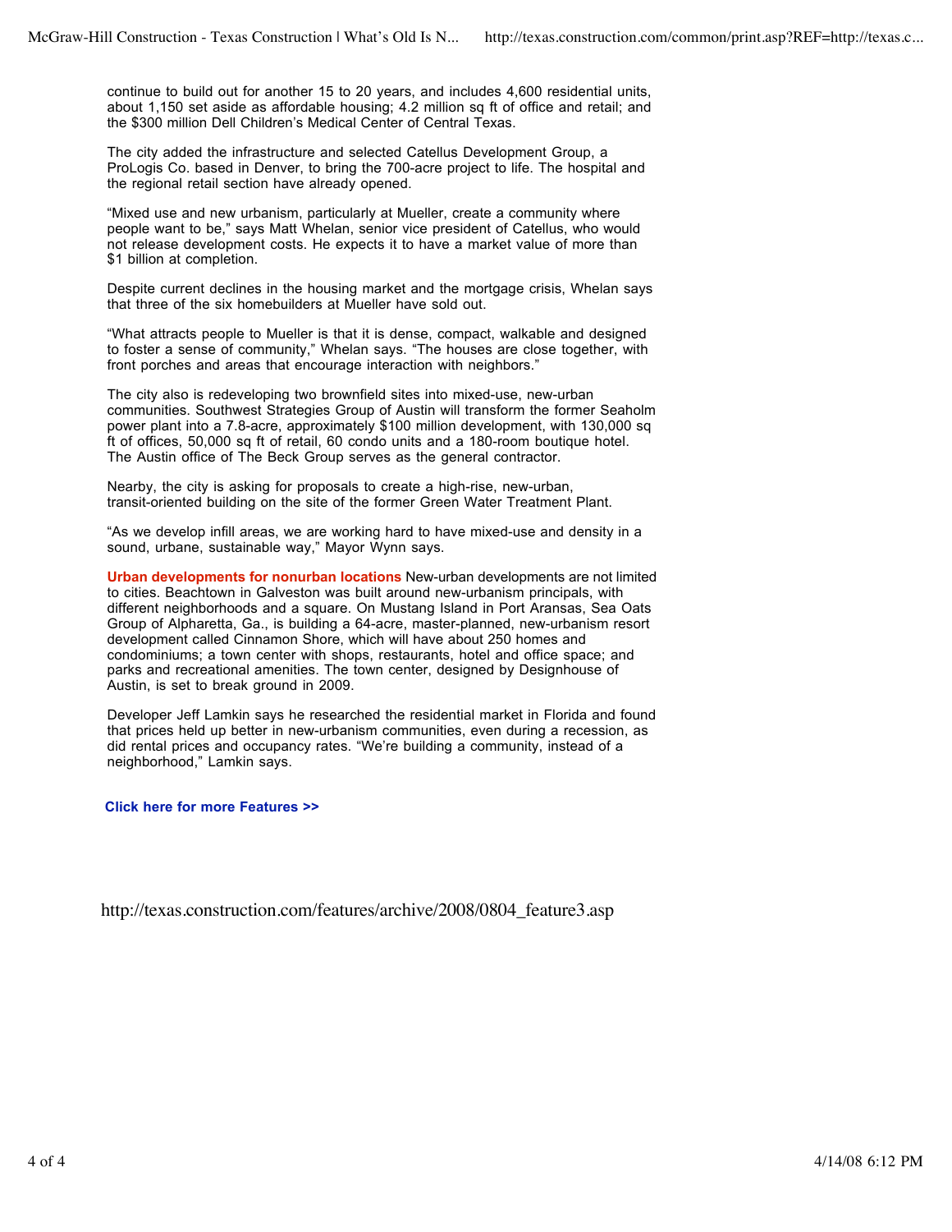continue to build out for another 15 to 20 years, and includes 4,600 residential units, about 1,150 set aside as affordable housing; 4.2 million sq ft of office and retail; and the $300 million Dell Children's Medical Center of Central Texas.

The city added the infrastructure and selected Catellus Development Group, a ProLogis Co. based in Denver, to bring the 700-acre project to life. The hospital and the regional retail section have already opened.

"Mixed use and new urbanism, particularly at Mueller, create a community where people want to be," says Matt Whelan, senior vice president of Catellus, who would not release development costs. He expects it to have a market value of more than $1 billion at completion.

Despite current declines in the housing market and the mortgage crisis, Whelan says that three of the six homebuilders at Mueller have sold out.

"What attracts people to Mueller is that it is dense, compact, walkable and designed to foster a sense of community," Whelan says. "The houses are close together, with front porches and areas that encourage interaction with neighbors."

The city also is redeveloping two brownfield sites into mixed-use, new-urban communities. Southwest Strategies Group of Austin will transform the former Seaholm power plant into a 7.8-acre, approximately $100 million development, with 130,000 sq ft of offices, 50,000 sq ft of retail, 60 condo units and a 180-room boutique hotel. The Austin office of The Beck Group serves as the general contractor.

Nearby, the city is asking for proposals to create a high-rise, new-urban, transit-oriented building on the site of the former Green Water Treatment Plant.

"As we develop infill areas, we are working hard to have mixed-use and density in a sound, urbane, sustainable way," Mayor Wynn says.

**Urban developments for nonurban locations** New-urban developments are not limited to cities. Beachtown in Galveston was built around new-urbanism principals, with different neighborhoods and a square. On Mustang Island in Port Aransas, Sea Oats Group of Alpharetta, Ga., is building a 64-acre, master-planned, new-urbanism resort development called Cinnamon Shore, which will have about 250 homes and condominiums; a town center with shops, restaurants, hotel and office space; and parks and recreational amenities. The town center, designed by Designhouse of Austin, is set to break ground in 2009.

Developer Jeff Lamkin says he researched the residential market in Florida and found that prices held up better in new-urbanism communities, even during a recession, as did rental prices and occupancy rates. "We're building a community, instead of a neighborhood," Lamkin says.

**Click here for more Features >>**

http://texas.construction.com/features/archive/2008/0804_feature3.asp